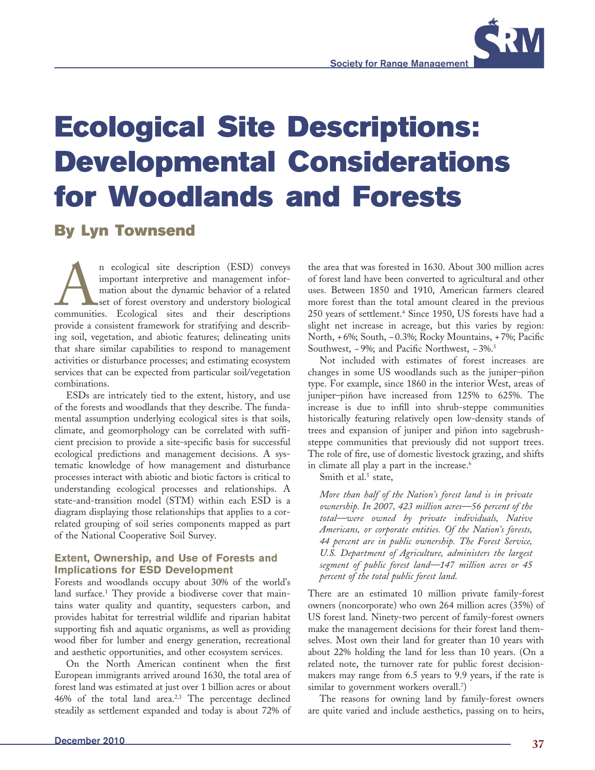# Ecological Site Descriptions: Developmental Considerations for Woodlands and Forests

## By Lyn Townsend

An ecological site description (ESD) conveys important interpretive and management information about the dynamic behavior of a related set of forest overstory and understory biological communities. Ecological sites and their descriptions provide a consistent framework for stratifying and describing soil, vegetation, and abiotic features; delineating units that share similar capabilities to respond to management activities or disturbance processes; and estimating ecosystem services that can be expected from particular soil/vegetation combinations.

ESDs are intricately tied to the extent, history, and use of the forests and woodlands that they describe. The fundamental assumption underlying ecological sites is that soils, climate, and geomorphology can be correlated with sufficient precision to provide a site-specific basis for successful ecological predictions and management decisions. A systematic knowledge of how management and disturbance processes interact with abiotic and biotic factors is critical to understanding ecological processes and relationships. A state-and-transition model (STM) within each ESD is a diagram displaying those relationships that applies to a correlated grouping of soil series components mapped as part of the National Cooperative Soil Survey.

### Extent, Ownership, and Use of Forests and Implications for ESD Development

Forests and woodlands occupy about 30% of the world's land surface.[1] They provide a biodiverse cover that maintains water quality and quantity, sequesters carbon, and provides habitat for terrestrial wildlife and riparian habitat supporting fish and aquatic organisms, as well as providing wood fiber for lumber and energy generation, recreational and aesthetic opportunities, and other ecosystem services.

On the North American continent when the first European immigrants arrived around 1630, the total area of forest land was estimated at just over 1 billion acres or about 46% of the total land area.[2,3] The percentage declined steadily as settlement expanded and today is about 72% of the area that was forested in 1630. About 300 million acres of forest land have been converted to agricultural and other uses. Between 1850 and 1910, American farmers cleared more forest than the total amount cleared in the previous 250 years of settlement.[4] Since 1950, US forests have had a slight net increase in acreage, but this varies by region: North, +6%; South, −0.3%; Rocky Mountains, +7%; Pacific Southwest, −9%; and Pacific Northwest, −3%.[5]

Not included with estimates of forest increases are changes in some US woodlands such as the juniper–piñon type. For example, since 1860 in the interior West, areas of juniper–piñon have increased from 125% to 625%. The increase is due to infill into shrub-steppe communities historically featuring relatively open low-density stands of trees and expansion of juniper and piñon into sagebrush-steppe communities that previously did not support trees. The role of fire, use of domestic livestock grazing, and shifts in climate all play a part in the increase.[6]

Smith et al.[5] state,

> *More than half of the Nation's forest land is in private ownership. In 2007, 423 million acres—56 percent of the total—were owned by private individuals, Native Americans, or corporate entities. Of the Nation's forests, 44 percent are in public ownership. The Forest Service, U.S. Department of Agriculture, administers the largest segment of public forest land—147 million acres or 45 percent of the total public forest land.*

There are an estimated 10 million private family-forest owners (noncorporate) who own 264 million acres (35%) of US forest land. Ninety-two percent of family-forest owners make the management decisions for their forest land themselves. Most own their land for greater than 10 years with about 22% holding the land for less than 10 years. (On a related note, the turnover rate for public forest decision-makers may range from 6.5 years to 9.9 years, if the rate is similar to government workers overall.[7])

The reasons for owning land by family-forest owners are quite varied and include aesthetics, passing on to heirs,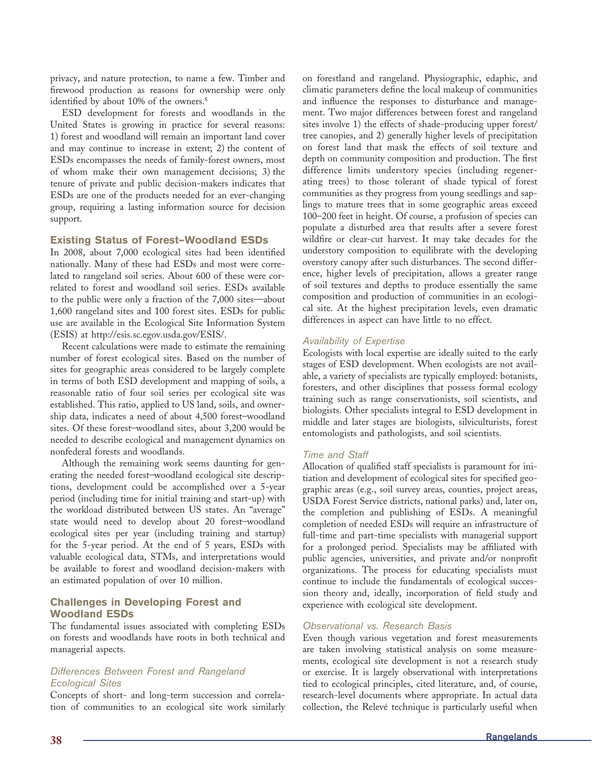privacy, and nature protection, to name a few. Timber and firewood production as reasons for ownership were only identified by about 10% of the owners.[8]

ESD development for forests and woodlands in the United States is growing in practice for several reasons: 1) forest and woodland will remain an important land cover and may continue to increase in extent; 2) the content of ESDs encompasses the needs of family-forest owners, most of whom make their own management decisions; 3) the tenure of private and public decision-makers indicates that ESDs are one of the products needed for an ever-changing group, requiring a lasting information source for decision support.

## Existing Status of Forest–Woodland ESDs

In 2008, about 7,000 ecological sites had been identified nationally. Many of these had ESDs and most were correlated to rangeland soil series. About 600 of these were correlated to forest and woodland soil series. ESDs available to the public were only a fraction of the 7,000 sites—about 1,600 rangeland sites and 100 forest sites. ESDs for public use are available in the Ecological Site Information System (ESIS) at http://esis.sc.egov.usda.gov/ESIS/.

Recent calculations were made to estimate the remaining number of forest ecological sites. Based on the number of sites for geographic areas considered to be largely complete in terms of both ESD development and mapping of soils, a reasonable ratio of four soil series per ecological site was established. This ratio, applied to US land, soils, and ownership data, indicates a need of about 4,500 forest–woodland sites. Of these forest–woodland sites, about 3,200 would be needed to describe ecological and management dynamics on nonfederal forests and woodlands.

Although the remaining work seems daunting for generating the needed forest–woodland ecological site descriptions, development could be accomplished over a 5-year period (including time for initial training and start-up) with the workload distributed between US states. An "average" state would need to develop about 20 forest–woodland ecological sites per year (including training and startup) for the 5-year period. At the end of 5 years, ESDs with valuable ecological data, STMs, and interpretations would be available to forest and woodland decision-makers with an estimated population of over 10 million.

## Challenges in Developing Forest and Woodland ESDs

The fundamental issues associated with completing ESDs on forests and woodlands have roots in both technical and managerial aspects.

### *Differences Between Forest and Rangeland Ecological Sites*

Concepts of short- and long-term succession and correlation of communities to an ecological site work similarly on forestland and rangeland. Physiographic, edaphic, and climatic parameters define the local makeup of communities and influence the responses to disturbance and management. Two major differences between forest and rangeland sites involve 1) the effects of shade-producing upper forest/tree canopies, and 2) generally higher levels of precipitation on forest land that mask the effects of soil texture and depth on community composition and production. The first difference limits understory species (including regenerating trees) to those tolerant of shade typical of forest communities as they progress from young seedlings and saplings to mature trees that in some geographic areas exceed 100–200 feet in height. Of course, a profusion of species can populate a disturbed area that results after a severe forest wildfire or clear-cut harvest. It may take decades for the understory composition to equilibrate with the developing overstory canopy after such disturbances. The second difference, higher levels of precipitation, allows a greater range of soil textures and depths to produce essentially the same composition and production of communities in an ecological site. At the highest precipitation levels, even dramatic differences in aspect can have little to no effect.

### *Availability of Expertise*

Ecologists with local expertise are ideally suited to the early stages of ESD development. When ecologists are not available, a variety of specialists are typically employed: botanists, foresters, and other disciplines that possess formal ecology training such as range conservationists, soil scientists, and biologists. Other specialists integral to ESD development in middle and later stages are biologists, silviculturists, forest entomologists and pathologists, and soil scientists.

### *Time and Staff*

Allocation of qualified staff specialists is paramount for initiation and development of ecological sites for specified geographic areas (e.g., soil survey areas, counties, project areas, USDA Forest Service districts, national parks) and, later on, the completion and publishing of ESDs. A meaningful completion of needed ESDs will require an infrastructure of full-time and part-time specialists with managerial support for a prolonged period. Specialists may be affiliated with public agencies, universities, and private and/or nonprofit organizations. The process for educating specialists must continue to include the fundamentals of ecological succession theory and, ideally, incorporation of field study and experience with ecological site development.

### *Observational vs. Research Basis*

Even though various vegetation and forest measurements are taken involving statistical analysis on some measurements, ecological site development is not a research study or exercise. It is largely observational with interpretations tied to ecological principles, cited literature, and, of course, research-level documents where appropriate. In actual data collection, the Relevé technique is particularly useful when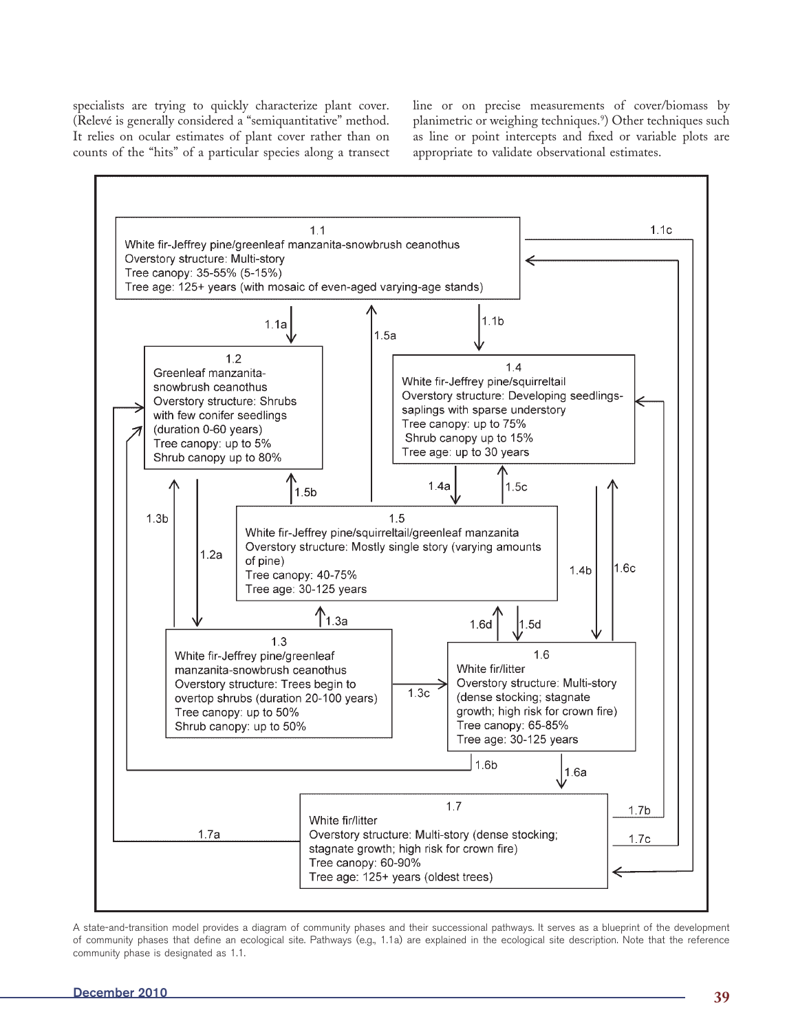specialists are trying to quickly characterize plant cover. (Relevé is generally considered a "semiquantitative" method. It relies on ocular estimates of plant cover rather than on counts of the "hits" of a particular species along a transect line or on precise measurements of cover/biomass by planimetric or weighing techniques.[9]) Other techniques such as line or point intercepts and fixed or variable plots are appropriate to validate observational estimates.

**1.1**
White fir-Jeffrey pine/greenleaf manzanita-snowbrush ceanothus
Overstory structure: Multi-story
Tree canopy: 35-55% (5-15%)
Tree age: 125+ years (with mosaic of even-aged varying-age stands)

**1.2**
Greenleaf manzanita-snowbrush ceanothus
Overstory structure: Shrubs with few conifer seedlings (duration 0-60 years)
Tree canopy: up to 5%
Shrub canopy up to 80%

**1.3**
White fir-Jeffrey pine/greenleaf manzanita-snowbrush ceanothus
Overstory structure: Trees begin to overtop shrubs (duration 20-100 years)
Tree canopy: up to 50%
Shrub canopy: up to 50%

**1.4**
White fir-Jeffrey pine/squirreltail
Overstory structure: Developing seedlings-saplings with sparse understory
Tree canopy: up to 75%
Shrub canopy up to 15%
Tree age: up to 30 years

**1.5**
White fir-Jeffrey pine/squirreltail/greenleaf manzanita
Overstory structure: Mostly single story (varying amounts of pine)
Tree canopy: 40-75%
Tree age: 30-125 years

**1.6**
White fir/litter
Overstory structure: Multi-story (dense stocking; stagnate growth; high risk for crown fire)
Tree canopy: 65-85%
Tree age: 30-125 years

**1.7**
White fir/litter
Overstory structure: Multi-story (dense stocking; stagnate growth; high risk for crown fire)
Tree canopy: 60-90%
Tree age: 125+ years (oldest trees)

Pathways: 1.1a (1.1 → 1.2), 1.1b (1.1 → 1.4), 1.1c (1.1 → 1.7), 1.2a (1.2 → 1.3), 1.3a (1.3 → 1.5), 1.3b (1.3 → 1.2), 1.3c (1.3 → 1.6), 1.4a (1.4 → 1.5), 1.4b (1.4 → 1.6), 1.5a (1.5 → 1.1), 1.5b (1.5 → 1.2), 1.5c (1.5 → 1.4), 1.5d (1.5 → 1.6), 1.6a (1.6 → 1.7), 1.6b (1.6 → 1.2), 1.6c (1.6 → 1.4), 1.6d (1.6 → 1.5), 1.7a (1.7 → 1.2), 1.7b (1.7 → 1.4), 1.7c (1.7 → 1.1)

A state-and-transition model provides a diagram of community phases and their successional pathways. It serves as a blueprint of the development of community phases that define an ecological site. Pathways (e.g., 1.1a) are explained in the ecological site description. Note that the reference community phase is designated as 1.1.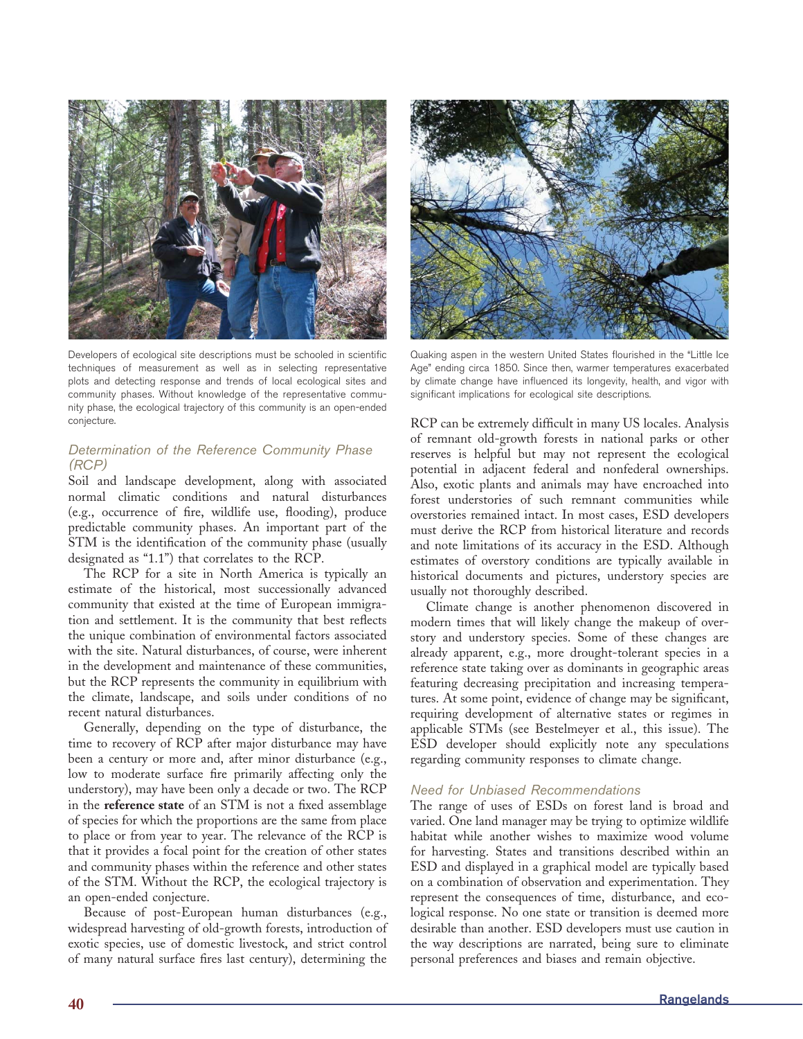Developers of ecological site descriptions must be schooled in scientific techniques of measurement as well as in selecting representative plots and detecting response and trends of local ecological sites and community phases. Without knowledge of the representative community phase, the ecological trajectory of this community is an open-ended conjecture.

Quaking aspen in the western United States flourished in the "Little Ice Age" ending circa 1850. Since then, warmer temperatures exacerbated by climate change have influenced its longevity, health, and vigor with significant implications for ecological site descriptions.

### *Determination of the Reference Community Phase (RCP)*

Soil and landscape development, along with associated normal climatic conditions and natural disturbances (e.g., occurrence of fire, wildlife use, flooding), produce predictable community phases. An important part of the STM is the identification of the community phase (usually designated as "1.1") that correlates to the RCP.

The RCP for a site in North America is typically an estimate of the historical, most successionally advanced community that existed at the time of European immigration and settlement. It is the community that best reflects the unique combination of environmental factors associated with the site. Natural disturbances, of course, were inherent in the development and maintenance of these communities, but the RCP represents the community in equilibrium with the climate, landscape, and soils under conditions of no recent natural disturbances.

Generally, depending on the type of disturbance, the time to recovery of RCP after major disturbance may have been a century or more and, after minor disturbance (e.g., low to moderate surface fire primarily affecting only the understory), may have been only a decade or two. The RCP in the **reference state** of an STM is not a fixed assemblage of species for which the proportions are the same from place to place or from year to year. The relevance of the RCP is that it provides a focal point for the creation of other states and community phases within the reference and other states of the STM. Without the RCP, the ecological trajectory is an open-ended conjecture.

Because of post-European human disturbances (e.g., widespread harvesting of old-growth forests, introduction of exotic species, use of domestic livestock, and strict control of many natural surface fires last century), determining the RCP can be extremely difficult in many US locales. Analysis of remnant old-growth forests in national parks or other reserves is helpful but may not represent the ecological potential in adjacent federal and nonfederal ownerships. Also, exotic plants and animals may have encroached into forest understories of such remnant communities while overstories remained intact. In most cases, ESD developers must derive the RCP from historical literature and records and note limitations of its accuracy in the ESD. Although estimates of overstory conditions are typically available in historical documents and pictures, understory species are usually not thoroughly described.

Climate change is another phenomenon discovered in modern times that will likely change the makeup of overstory and understory species. Some of these changes are already apparent, e.g., more drought-tolerant species in a reference state taking over as dominants in geographic areas featuring decreasing precipitation and increasing temperatures. At some point, evidence of change may be significant, requiring development of alternative states or regimes in applicable STMs (see Bestelmeyer et al., this issue). The ESD developer should explicitly note any speculations regarding community responses to climate change.

### *Need for Unbiased Recommendations*

The range of uses of ESDs on forest land is broad and varied. One land manager may be trying to optimize wildlife habitat while another wishes to maximize wood volume for harvesting. States and transitions described within an ESD and displayed in a graphical model are typically based on a combination of observation and experimentation. They represent the consequences of time, disturbance, and ecological response. No one state or transition is deemed more desirable than another. ESD developers must use caution in the way descriptions are narrated, being sure to eliminate personal preferences and biases and remain objective.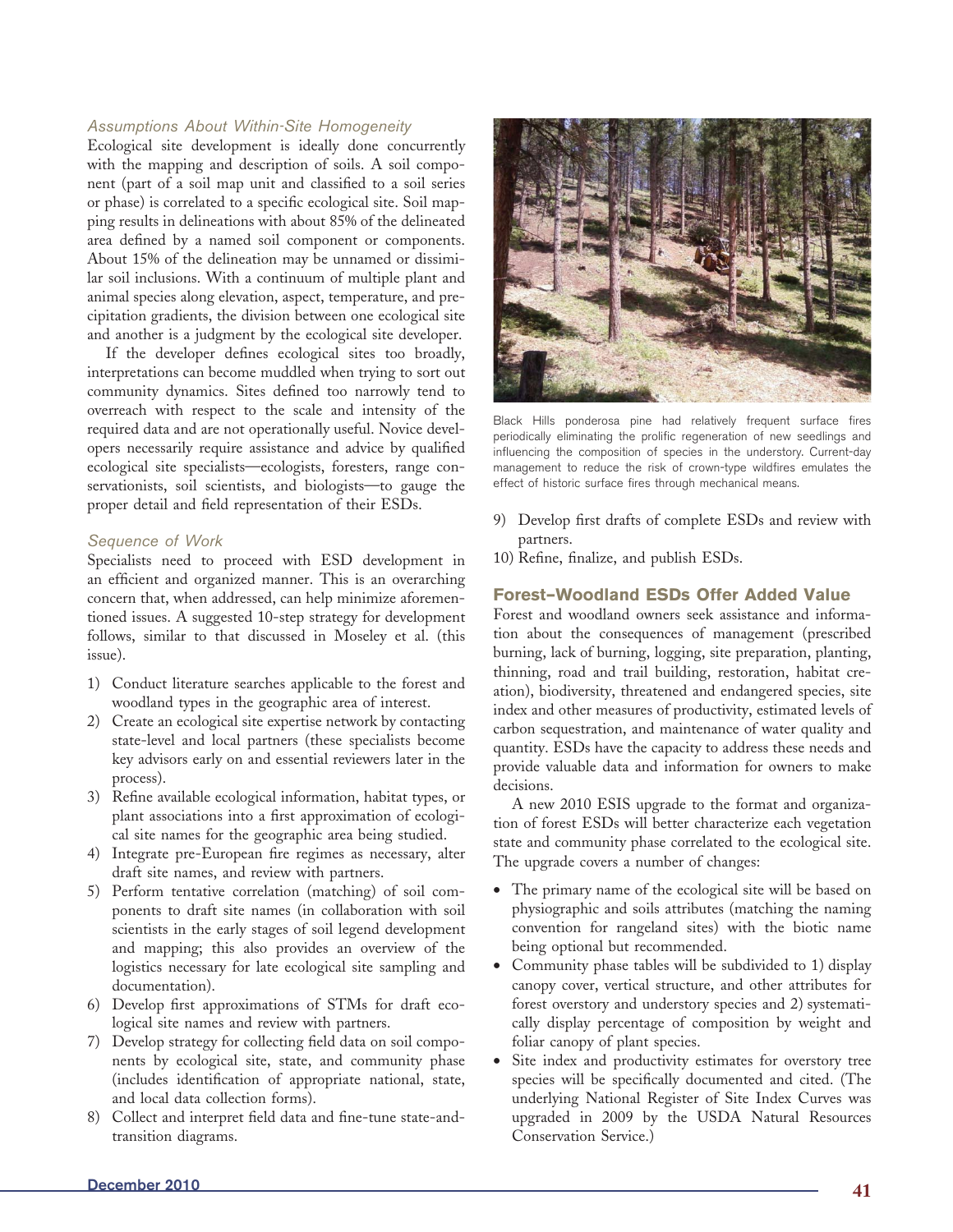### *Assumptions About Within-Site Homogeneity*

Ecological site development is ideally done concurrently with the mapping and description of soils. A soil component (part of a soil map unit and classified to a soil series or phase) is correlated to a specific ecological site. Soil mapping results in delineations with about 85% of the delineated area defined by a named soil component or components. About 15% of the delineation may be unnamed or dissimilar soil inclusions. With a continuum of multiple plant and animal species along elevation, aspect, temperature, and precipitation gradients, the division between one ecological site and another is a judgment by the ecological site developer.

If the developer defines ecological sites too broadly, interpretations can become muddled when trying to sort out community dynamics. Sites defined too narrowly tend to overreach with respect to the scale and intensity of the required data and are not operationally useful. Novice developers necessarily require assistance and advice by qualified ecological site specialists—ecologists, foresters, range conservationists, soil scientists, and biologists—to gauge the proper detail and field representation of their ESDs.

### *Sequence of Work*

Specialists need to proceed with ESD development in an efficient and organized manner. This is an overarching concern that, when addressed, can help minimize aforementioned issues. A suggested 10-step strategy for development follows, similar to that discussed in Moseley et al. (this issue).

1) Conduct literature searches applicable to the forest and woodland types in the geographic area of interest.
2) Create an ecological site expertise network by contacting state-level and local partners (these specialists become key advisors early on and essential reviewers later in the process).
3) Refine available ecological information, habitat types, or plant associations into a first approximation of ecological site names for the geographic area being studied.
4) Integrate pre-European fire regimes as necessary, alter draft site names, and review with partners.
5) Perform tentative correlation (matching) of soil components to draft site names (in collaboration with soil scientists in the early stages of soil legend development and mapping; this also provides an overview of the logistics necessary for late ecological site sampling and documentation).
6) Develop first approximations of STMs for draft ecological site names and review with partners.
7) Develop strategy for collecting field data on soil components by ecological site, state, and community phase (includes identification of appropriate national, state, and local data collection forms).
8) Collect and interpret field data and fine-tune state-and-transition diagrams.
9) Develop first drafts of complete ESDs and review with partners.
10) Refine, finalize, and publish ESDs.

Black Hills ponderosa pine had relatively frequent surface fires periodically eliminating the prolific regeneration of new seedlings and influencing the composition of species in the understory. Current-day management to reduce the risk of crown-type wildfires emulates the effect of historic surface fires through mechanical means.

## Forest–Woodland ESDs Offer Added Value

Forest and woodland owners seek assistance and information about the consequences of management (prescribed burning, lack of burning, logging, site preparation, planting, thinning, road and trail building, restoration, habitat creation), biodiversity, threatened and endangered species, site index and other measures of productivity, estimated levels of carbon sequestration, and maintenance of water quality and quantity. ESDs have the capacity to address these needs and provide valuable data and information for owners to make decisions.

A new 2010 ESIS upgrade to the format and organization of forest ESDs will better characterize each vegetation state and community phase correlated to the ecological site. The upgrade covers a number of changes:

- The primary name of the ecological site will be based on physiographic and soils attributes (matching the naming convention for rangeland sites) with the biotic name being optional but recommended.
- Community phase tables will be subdivided to 1) display canopy cover, vertical structure, and other attributes for forest overstory and understory species and 2) systematically display percentage of composition by weight and foliar canopy of plant species.
- Site index and productivity estimates for overstory tree species will be specifically documented and cited. (The underlying National Register of Site Index Curves was upgraded in 2009 by the USDA Natural Resources Conservation Service.)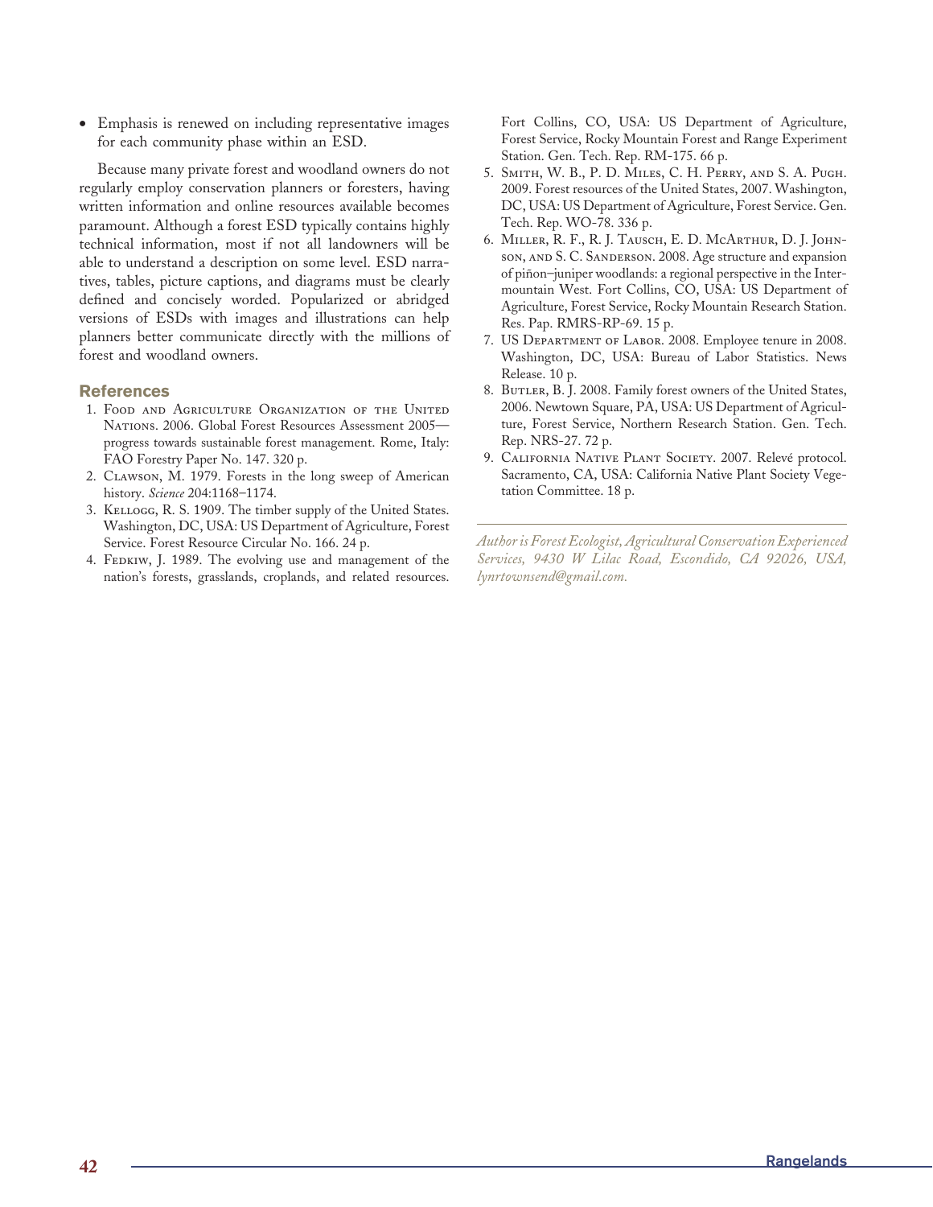- Emphasis is renewed on including representative images for each community phase within an ESD.

Because many private forest and woodland owners do not regularly employ conservation planners or foresters, having written information and online resources available becomes paramount. Although a forest ESD typically contains highly technical information, most if not all landowners will be able to understand a description on some level. ESD narratives, tables, picture captions, and diagrams must be clearly defined and concisely worded. Popularized or abridged versions of ESDs with images and illustrations can help planners better communicate directly with the millions of forest and woodland owners.

## References

1. Food and Agriculture Organization of the United Nations. 2006. Global Forest Resources Assessment 2005—progress towards sustainable forest management. Rome, Italy: FAO Forestry Paper No. 147. 320 p.
2. Clawson, M. 1979. Forests in the long sweep of American history. *Science* 204:1168–1174.
3. Kellogg, R. S. 1909. The timber supply of the United States. Washington, DC, USA: US Department of Agriculture, Forest Service. Forest Resource Circular No. 166. 24 p.
4. Fedkiw, J. 1989. The evolving use and management of the nation's forests, grasslands, croplands, and related resources. Fort Collins, CO, USA: US Department of Agriculture, Forest Service, Rocky Mountain Forest and Range Experiment Station. Gen. Tech. Rep. RM-175. 66 p.
5. Smith, W. B., P. D. Miles, C. H. Perry, and S. A. Pugh. 2009. Forest resources of the United States, 2007. Washington, DC, USA: US Department of Agriculture, Forest Service. Gen. Tech. Rep. WO-78. 336 p.
6. Miller, R. F., R. J. Tausch, E. D. McArthur, D. J. Johnson, and S. C. Sanderson. 2008. Age structure and expansion of piñon–juniper woodlands: a regional perspective in the Intermountain West. Fort Collins, CO, USA: US Department of Agriculture, Forest Service, Rocky Mountain Research Station. Res. Pap. RMRS-RP-69. 15 p.
7. US Department of Labor. 2008. Employee tenure in 2008. Washington, DC, USA: Bureau of Labor Statistics. News Release. 10 p.
8. Butler, B. J. 2008. Family forest owners of the United States, 2006. Newtown Square, PA, USA: US Department of Agriculture, Forest Service, Northern Research Station. Gen. Tech. Rep. NRS-27. 72 p.
9. California Native Plant Society. 2007. Relevé protocol. Sacramento, CA, USA: California Native Plant Society Vegetation Committee. 18 p.

*Author is Forest Ecologist, Agricultural Conservation Experienced Services, 9430 W Lilac Road, Escondido, CA 92026, USA, lynrtownsend@gmail.com.*